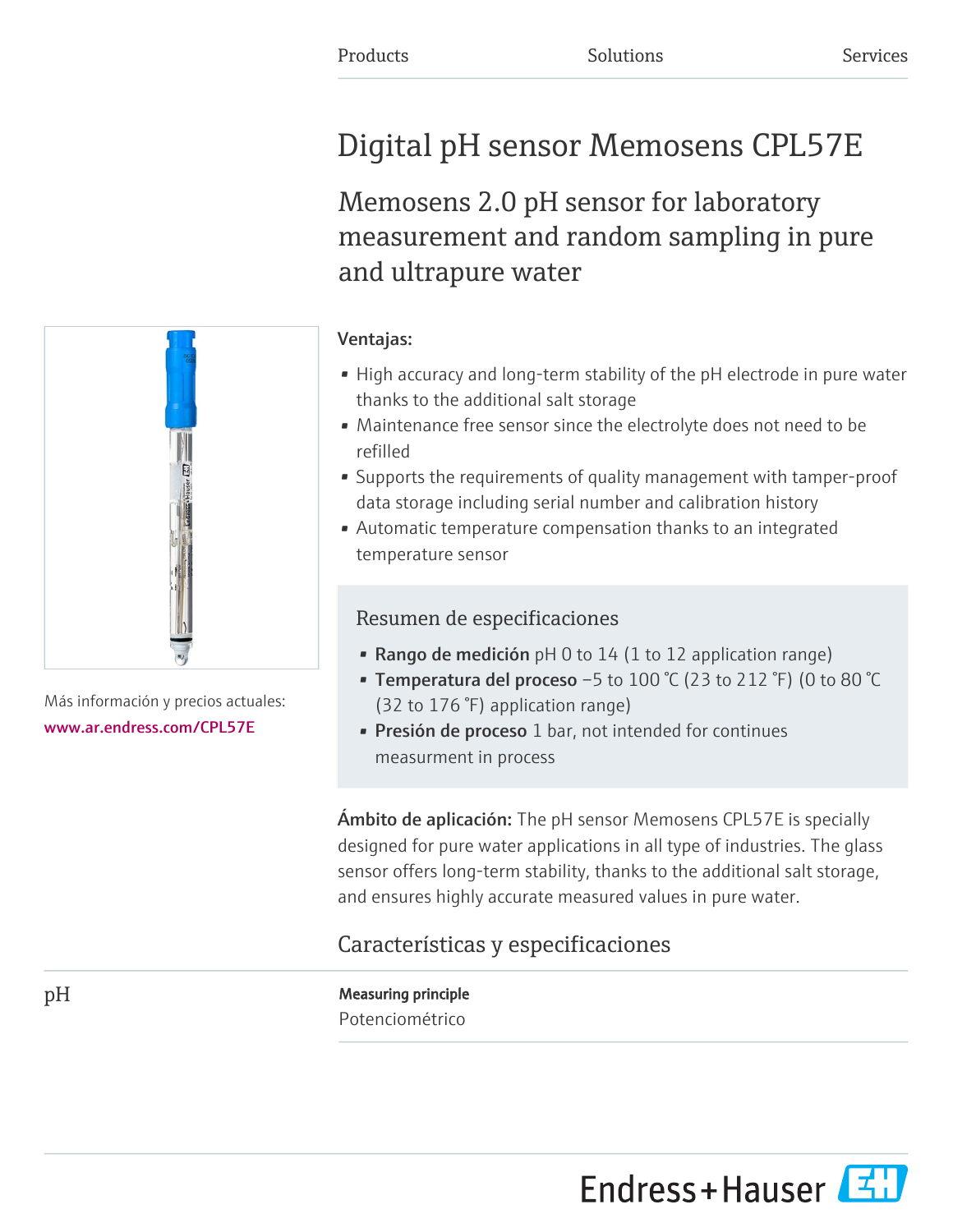Products Solutions Services

# Digital pH sensor Memosens CPL57E

## Memosens 2.0 pH sensor for laboratory measurement and random sampling in pure and ultrapure water

Más información y precios actuales:
www.ar.endress.com/CPL57E

**Ventajas:**

- High accuracy and long-term stability of the pH electrode in pure water thanks to the additional salt storage
- Maintenance free sensor since the electrolyte does not need to be refilled
- Supports the requirements of quality management with tamper-proof data storage including serial number and calibration history
- Automatic temperature compensation thanks to an integrated temperature sensor

### Resumen de especificaciones

- **Rango de medición** pH 0 to 14 (1 to 12 application range)
- **Temperatura del proceso** −5 to 100 °C (23 to 212 °F) (0 to 80 °C (32 to 176 °F) application range)
- **Presión de proceso** 1 bar, not intended for continues measurment in process

**Ámbito de aplicación:** The pH sensor Memosens CPL57E is specially designed for pure water applications in all type of industries. The glass sensor offers long-term stability, thanks to the additional salt storage, and ensures highly accurate measured values in pure water.

## Características y especificaciones

### pH

**Measuring principle**

Potenciométrico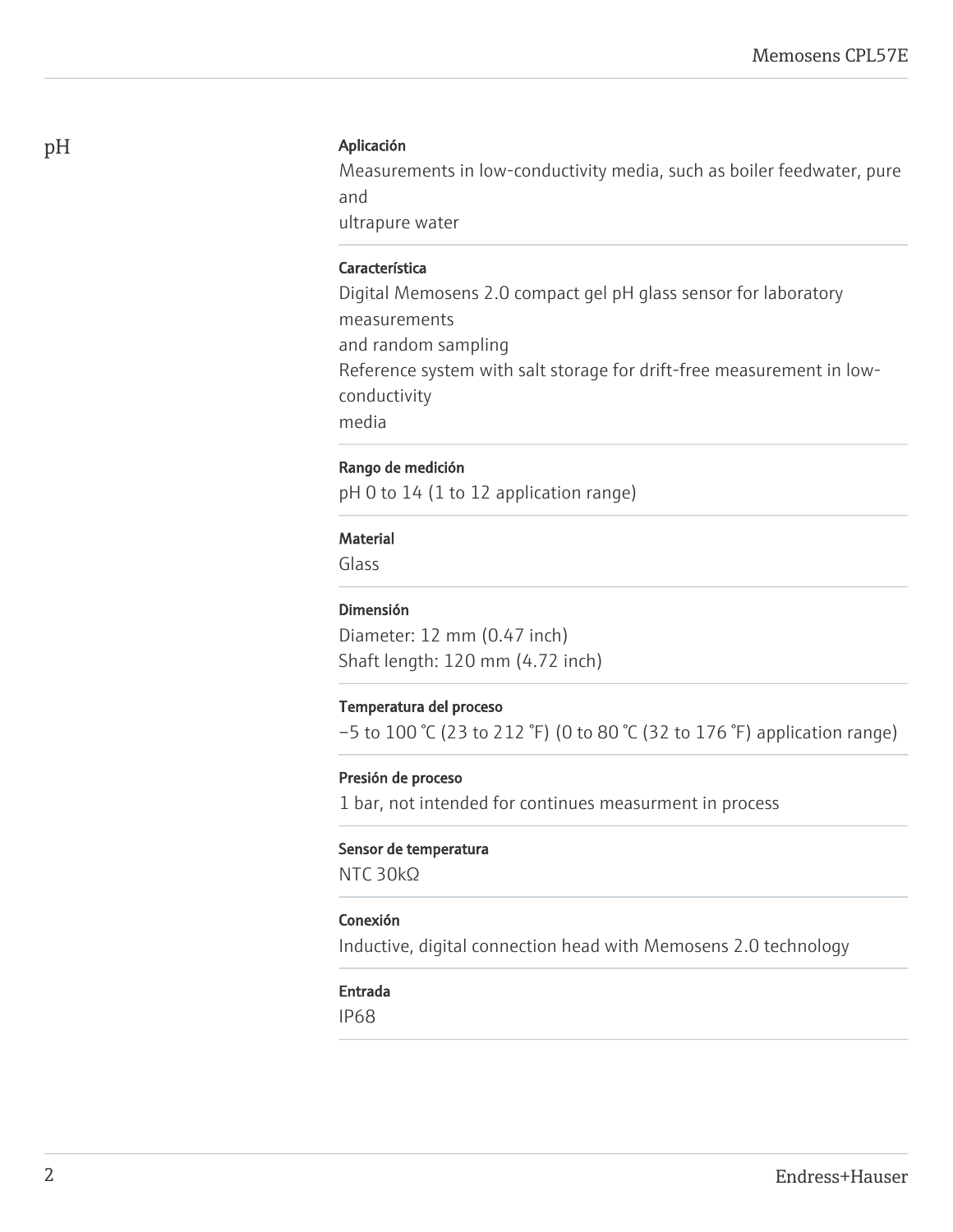## pH

**Aplicación**

Measurements in low-conductivity media, such as boiler feedwater, pure and
ultrapure water

**Característica**

Digital Memosens 2.0 compact gel pH glass sensor for laboratory measurements
and random sampling
Reference system with salt storage for drift-free measurement in low-conductivity
media

**Rango de medición**

pH 0 to 14 (1 to 12 application range)

**Material**

Glass

**Dimensión**

Diameter: 12 mm (0.47 inch)
Shaft length: 120 mm (4.72 inch)

**Temperatura del proceso**

−5 to 100 °C (23 to 212 °F) (0 to 80 °C (32 to 176 °F) application range)

**Presión de proceso**

1 bar, not intended for continues measurment in process

**Sensor de temperatura**

NTC 30kΩ

**Conexión**

Inductive, digital connection head with Memosens 2.0 technology

**Entrada**

IP68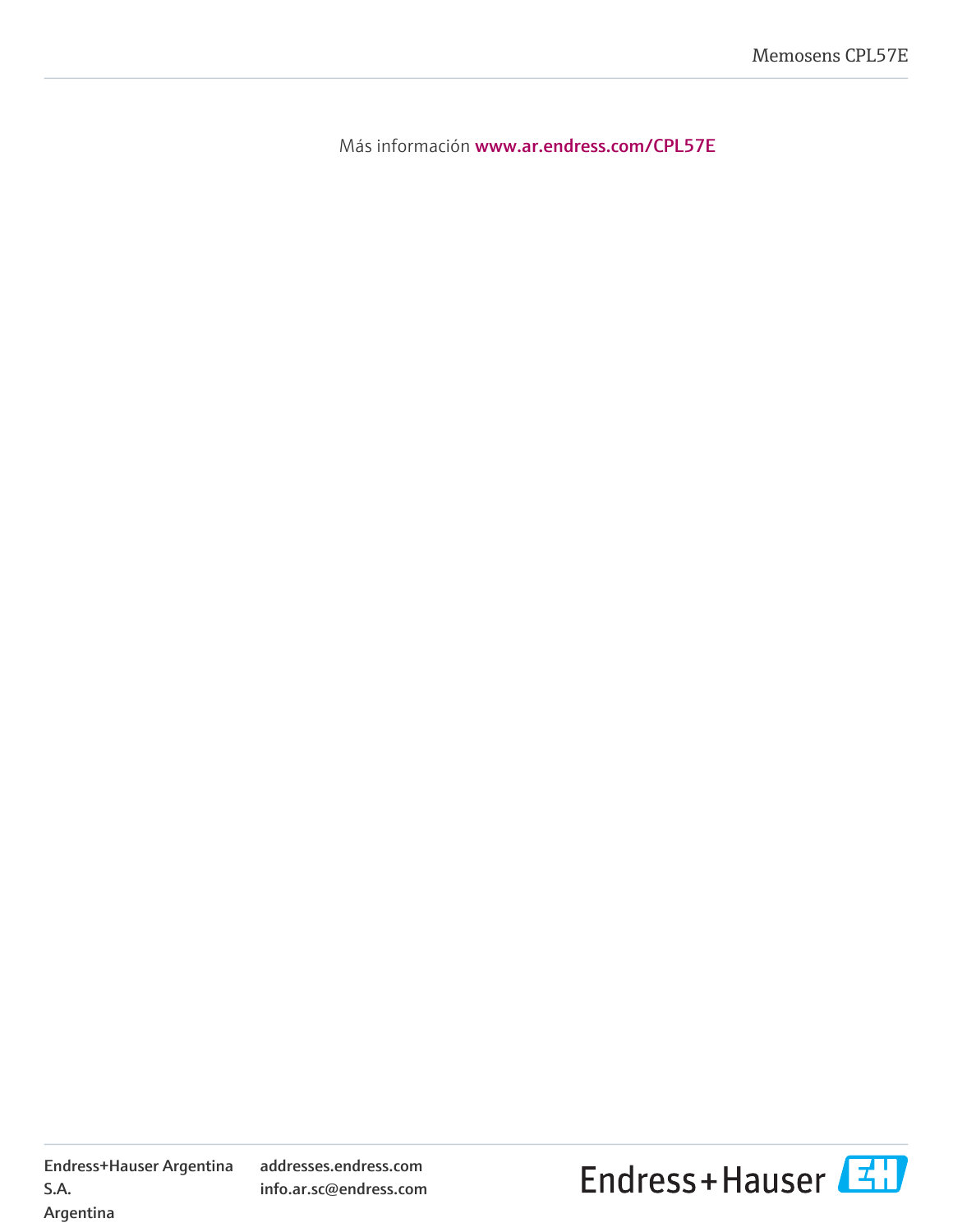Más información **www.ar.endress.com/CPL57E**

**Endress+Hauser Argentina S.A.**
**Argentina**

**addresses.endress.com**
**info.ar.sc@endress.com**

Endress+Hauser